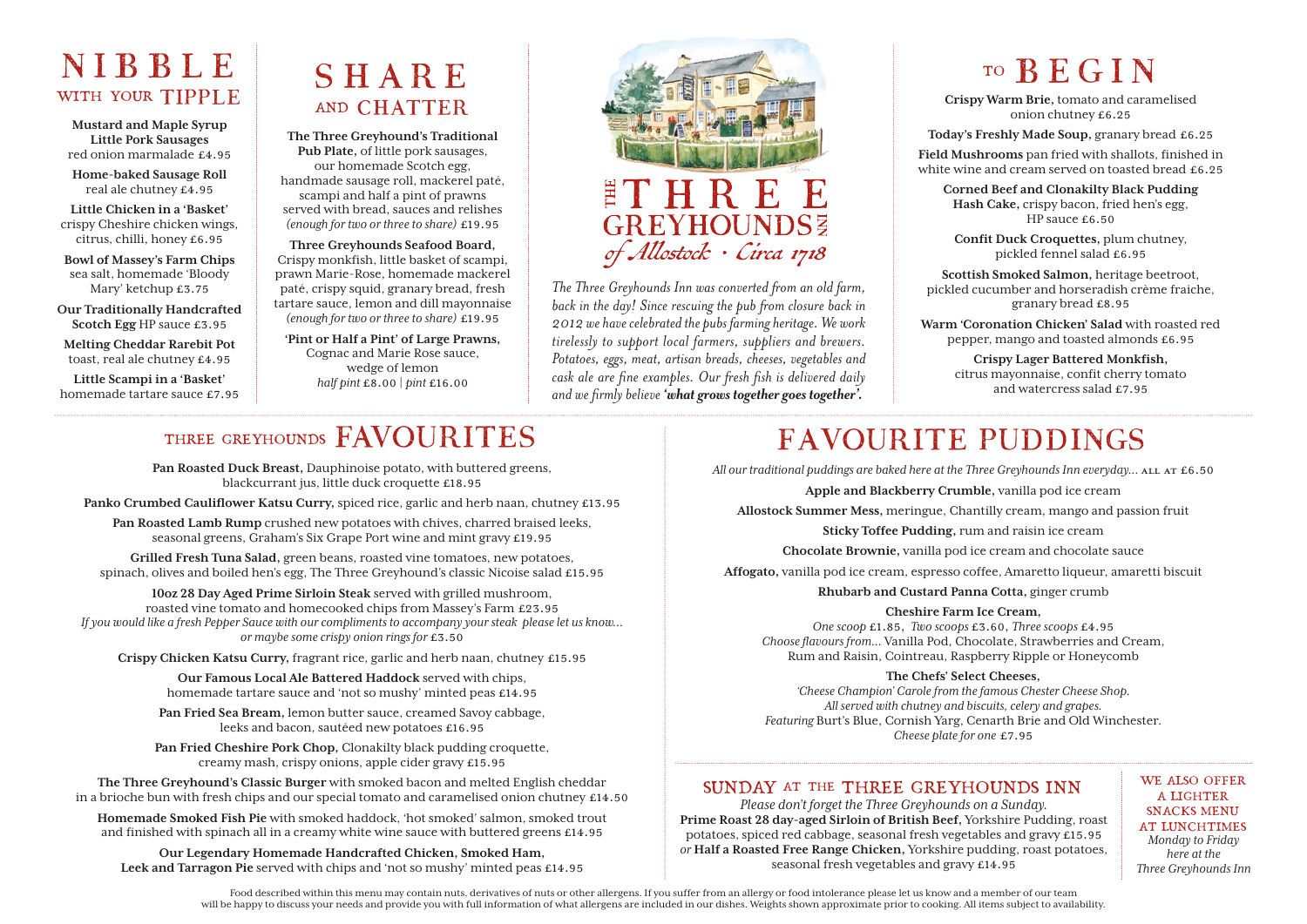# NIBBLE WITH YOUR TIPPLE

**Mustard and Maple Syrup Little Pork Sausages** red onion marmalade £4.95

**Home-baked Sausage Roll** real ale chutney £4.95

**Little Chicken in a 'Basket'** crispy Cheshire chicken wings, citrus, chilli, honey £6.95

**Bowl of Massey's Farm Chips** sea salt, homemade 'Bloody Mary' ketchup £3.75

**Our Traditionally Handcrafted Scotch Egg** HP sauce £3.95

**Melting Cheddar Rarebit Pot** toast, real ale chutney £4.95

**Little Scampi in a 'Basket'** homemade tartare sauce £7.95

# SHARE AND CHATTER

**The Three Greyhound's Traditional Pub Plate,** of little pork sausages, our homemade Scotch egg, handmade sausage roll, mackerel paté, scampi and half a pint of prawns served with bread, sauces and relishes *(enough for two or three to share)* £19.95

**Three Greyhounds Seafood Board,** Crispy monkfish, little basket of scampi, prawn Marie-Rose, homemade mackerel paté, crispy squid, granary bread, fresh tartare sauce, lemon and dill mayonnaise *(enough for two or three to share)* £19.95

**'Pint or Half a Pint' of Large Prawns,** Cognac and Marie Rose sauce, wedge of lemon *half pint* £8.00 | *pint* £16.00

# THE THREE GREYHOUNDS INN
## of Allostock · Circa 1718

*The Three Greyhounds Inn was converted from an old farm, back in the day! Since rescuing the pub from closure back in 2012 we have celebrated the pubs farming heritage. We work tirelessly to support local farmers, suppliers and brewers. Potatoes, eggs, meat, artisan breads, cheeses, vegetables and cask ale are fine examples. Our fresh fish is delivered daily and we firmly believe **'what grows together goes together'.***

# TO BEGIN

**Crispy Warm Brie,** tomato and caramelised onion chutney £6.25

**Today's Freshly Made Soup,** granary bread £6.25

**Field Mushrooms** pan fried with shallots, finished in white wine and cream served on toasted bread £6.25

**Corned Beef and Clonakilty Black Pudding Hash Cake,** crispy bacon, fried hen's egg, HP sauce £6.50

**Confit Duck Croquettes,** plum chutney, pickled fennel salad £6.95

**Scottish Smoked Salmon,** heritage beetroot, pickled cucumber and horseradish crème fraiche, granary bread £8.95

**Warm 'Coronation Chicken' Salad** with roasted red pepper, mango and toasted almonds £6.95

**Crispy Lager Battered Monkfish,** citrus mayonnaise, confit cherry tomato and watercress salad £7.95

# THREE GREYHOUNDS FAVOURITES

**Pan Roasted Duck Breast,** Dauphinoise potato, with buttered greens, blackcurrant jus, little duck croquette £18.95

**Panko Crumbed Cauliflower Katsu Curry,** spiced rice, garlic and herb naan, chutney £13.95

**Pan Roasted Lamb Rump** crushed new potatoes with chives, charred braised leeks, seasonal greens, Graham's Six Grape Port wine and mint gravy £19.95

**Grilled Fresh Tuna Salad,** green beans, roasted vine tomatoes, new potatoes, spinach, olives and boiled hen's egg, The Three Greyhound's classic Nicoise salad £15.95

**10oz 28 Day Aged Prime Sirloin Steak** served with grilled mushroom, roasted vine tomato and homecooked chips from Massey's Farm £23.95
*If you would like a fresh Pepper Sauce with our compliments to accompany your steak please let us know... or maybe some crispy onion rings for* £3.50

**Crispy Chicken Katsu Curry,** fragrant rice, garlic and herb naan, chutney £15.95

**Our Famous Local Ale Battered Haddock** served with chips, homemade tartare sauce and 'not so mushy' minted peas £14.95

**Pan Fried Sea Bream,** lemon butter sauce, creamed Savoy cabbage, leeks and bacon, sautéed new potatoes £16.95

**Pan Fried Cheshire Pork Chop,** Clonakilty black pudding croquette, creamy mash, crispy onions, apple cider gravy £15.95

**The Three Greyhound's Classic Burger** with smoked bacon and melted English cheddar in a brioche bun with fresh chips and our special tomato and caramelised onion chutney £14.50

**Homemade Smoked Fish Pie** with smoked haddock, 'hot smoked' salmon, smoked trout and finished with spinach all in a creamy white wine sauce with buttered greens £14.95

**Our Legendary Homemade Handcrafted Chicken, Smoked Ham, Leek and Tarragon Pie** served with chips and 'not so mushy' minted peas £14.95

# FAVOURITE PUDDINGS

*All our traditional puddings are baked here at the Three Greyhounds Inn everyday...* ALL AT £6.50

**Apple and Blackberry Crumble,** vanilla pod ice cream

**Allostock Summer Mess,** meringue, Chantilly cream, mango and passion fruit

**Sticky Toffee Pudding,** rum and raisin ice cream

**Chocolate Brownie,** vanilla pod ice cream and chocolate sauce

**Affogato,** vanilla pod ice cream, espresso coffee, Amaretto liqueur, amaretti biscuit

**Rhubarb and Custard Panna Cotta,** ginger crumb

**Cheshire Farm Ice Cream,**
*One scoop* £1.85, *Two scoops* £3.60, *Three scoops* £4.95
*Choose flavours from...* Vanilla Pod, Chocolate, Strawberries and Cream, Rum and Raisin, Cointreau, Raspberry Ripple or Honeycomb

**The Chefs' Select Cheeses,**
*'Cheese Champion' Carole from the famous Chester Cheese Shop. All served with chutney and biscuits, celery and grapes.*
*Featuring* Burt's Blue, Cornish Yarg, Cenarth Brie and Old Winchester.
*Cheese plate for one* £7.95

## SUNDAY AT THE THREE GREYHOUNDS INN

*Please don't forget the Three Greyhounds on a Sunday.*
**Prime Roast 28 day-aged Sirloin of British Beef,** Yorkshire Pudding, roast potatoes, spiced red cabbage, seasonal fresh vegetables and gravy £15.95
*or* **Half a Roasted Free Range Chicken,** Yorkshire pudding, roast potatoes, seasonal fresh vegetables and gravy £14.95

## WE ALSO OFFER A LIGHTER SNACKS MENU AT LUNCHTIMES

*Monday to Friday here at the Three Greyhounds Inn*

Food described within this menu may contain nuts, derivatives of nuts or other allergens. If you suffer from an allergy or food intolerance please let us know and a member of our team will be happy to discuss your needs and provide you with full information of what allergens are included in our dishes. Weights shown approximate prior to cooking. All items subject to availability.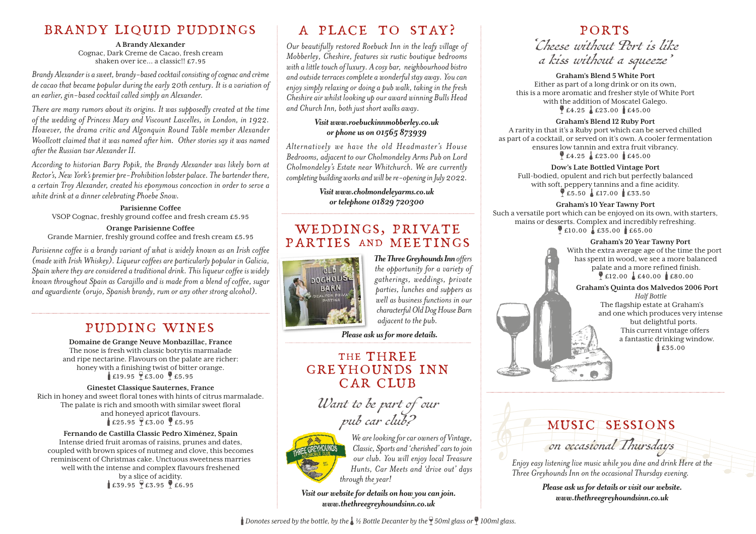# BRANDY LIQUID PUDDINGS

**A Brandy Alexander**
Cognac, Dark Creme de Cacao, fresh cream shaken over ice... a classic!! £7.95

*Brandy Alexander is a sweet, brandy-based cocktail consisting of cognac and crème de cacao that became popular during the early 20th century. It is a variation of an earlier, gin-based cocktail called simply an Alexander.*

*There are many rumors about its origins. It was supposedly created at the time of the wedding of Princess Mary and Viscount Lascelles, in London, in 1922. However, the drama critic and Algonquin Round Table member Alexander Woollcott claimed that it was named after him. Other stories say it was named after the Russian tsar Alexander II.*

*According to historian Barry Popik, the Brandy Alexander was likely born at Rector's, New York's premier pre-Prohibition lobster palace. The bartender there, a certain Troy Alexander, created his eponymous concoction in order to serve a white drink at a dinner celebrating Phoebe Snow.*

**Parisienne Coffee**
VSOP Cognac, freshly ground coffee and fresh cream £5.95

**Orange Parisienne Coffee**
Grande Marnier, freshly ground coffee and fresh cream £5.95

*Parisienne coffee is a brandy variant of what is widely known as an Irish coffee (made with Irish Whiskey). Liqueur coffees are particularly popular in Galicia, Spain where they are considered a traditional drink. This liqueur coffee is widely known throughout Spain as Carajillo and is made from a blend of coffee, sugar and aguardiente (orujo, Spanish brandy, rum or any other strong alcohol).*

# PUDDING WINES

**Domaine de Grange Neuve Monbazillac, France**
The nose is fresh with classic botrytis marmalade and ripe nectarine. Flavours on the palate are richer: honey with a finishing twist of bitter orange.
£19.95 £3.00 £5.95

**Ginestet Classique Sauternes, France**
Rich in honey and sweet floral tones with hints of citrus marmalade. The palate is rich and smooth with similar sweet floral and honeyed apricot flavours.
£25.95 £3.00 £5.95

**Fernando de Castilla Classic Pedro Ximénez, Spain**
Intense dried fruit aromas of raisins, prunes and dates, coupled with brown spices of nutmeg and clove, this becomes reminiscent of Christmas cake. Unctuous sweetness marries well with the intense and complex flavours freshened by a slice of acidity.
£39.95 £3.95 £6.95

# A PLACE TO STAY?

*Our beautifully restored Roebuck Inn in the leafy village of Mobberley, Cheshire, features six rustic boutique bedrooms with a little touch of luxury. A cosy bar, neighbourhood bistro and outside terraces complete a wonderful stay away. You can enjoy simply relaxing or doing a pub walk, taking in the fresh Cheshire air whilst looking up our award winning Bulls Head and Church Inn, both just short walks away.*

***Visit www.roebuckinnmobberley.co.uk or phone us on 01565 873939***

*Alternatively we have the old Headmaster's House Bedrooms, adjacent to our Cholmondeley Arms Pub on Lord Cholmondeley's Estate near Whitchurch. We are currently completing building works and will be re-opening in July 2022.*

***Visit www.cholmondeleyarms.co.uk or telephone 01829 720300***

# WEDDINGS, PRIVATE PARTIES AND MEETINGS

***The Three Greyhounds Inn** offers the opportunity for a variety of gatherings, weddings, private parties, lunches and suppers as well as business functions in our characterful Old Dog House Barn adjacent to the pub.*

***Please ask us for more details.***

# THE THREE GREYHOUNDS INN CAR CLUB

*Want to be part of our pub car club?*

*We are looking for car owners of Vintage, Classic, Sports and 'cherished' cars to join our club. You will enjoy local Treasure Hunts, Car Meets and 'drive out' days through the year!*

***Visit our website for details on how you can join. www.thethreegreyhoundsinn.co.uk***

# PORTS

*'Cheese without Port is like a kiss without a squeeze'*

**Graham's Blend 5 White Port**
Either as part of a long drink or on its own, this is a more aromatic and fresher style of White Port with the addition of Moscatel Galego.
£4.25 £23.00 £45.00

**Graham's Blend 12 Ruby Port**
A rarity in that it's a Ruby port which can be served chilled as part of a cocktail, or served on it's own. A cooler fermentation ensures low tannin and extra fruit vibrancy.
£4.25 £23.00 £45.00

**Dow's Late Bottled Vintage Port**
Full-bodied, opulent and rich but perfectly balanced with soft, peppery tannins and a fine acidity.
£5.50 £17.00 £33.50

**Graham's 10 Year Tawny Port**
Such a versatile port which can be enjoyed on its own, with starters, mains or desserts. Complex and incredibly refreshing.
£10.00 £35.00 £65.00

**Graham's 20 Year Tawny Port**
With the extra average age of the time the port has spent in wood, we see a more balanced palate and a more refined finish.
£12.00 £40.00 £80.00

**Graham's Quinta dos Malvedos 2006 Port**
*Half Bottle*
The flagship estate at Graham's and one which produces very intense but delightful ports. This current vintage offers a fantastic drinking window.
£35.00

# MUSIC SESSIONS

*on occasional Thursdays*

*Enjoy easy listening live music while you dine and drink Here at the Three Greyhounds Inn on the occasional Thursday evening.*

***Please ask us for details or visit our website. www.thethreegreyhoundsinn.co.uk***

*Donotes served by the bottle, by the ½ Bottle Decanter by the 50ml glass or 100ml glass.*